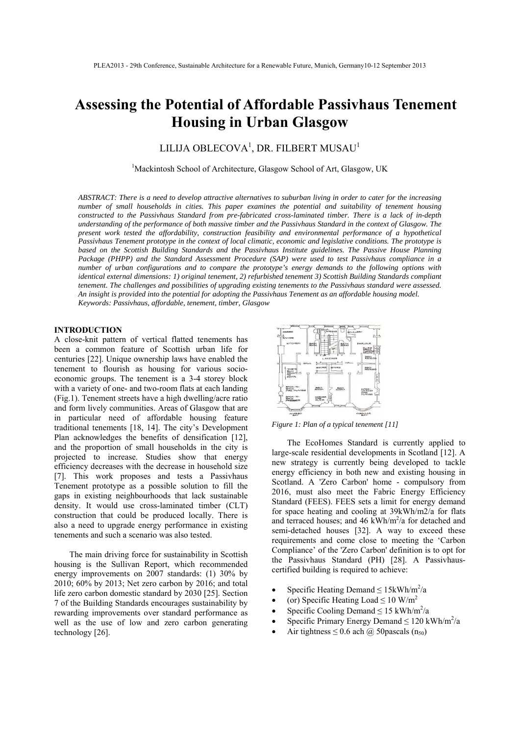# Assessing the Potential of Affordable Passivhaus Tenement Housing in Urban Glasgow

LILIJA OBLECOVA[1], DR. FILBERT MUSAU[1]

[1]Mackintosh School of Architecture, Glasgow School of Art, Glasgow, UK

*ABSTRACT: There is a need to develop attractive alternatives to suburban living in order to cater for the increasing number of small households in cities. This paper examines the potential and suitability of tenement housing constructed to the Passivhaus Standard from pre-fabricated cross-laminated timber. There is a lack of in-depth understanding of the performance of both massive timber and the Passivhaus Standard in the context of Glasgow. The present work tested the affordability, construction feasibility and environmental performance of a hypothetical Passivhaus Tenement prototype in the context of local climatic, economic and legislative conditions. The prototype is based on the Scottish Building Standards and the Passivhaus Institute guidelines. The Passive House Planning Package (PHPP) and the Standard Assessment Procedure (SAP) were used to test Passivhaus compliance in a number of urban configurations and to compare the prototype's energy demands to the following options with identical external dimensions: 1) original tenement, 2) refurbished tenement 3) Scottish Building Standards compliant tenement. The challenges and possibilities of upgrading existing tenements to the Passivhaus standard were assessed. An insight is provided into the potential for adopting the Passivhaus Tenement as an affordable housing model.*
*Keywords: Passivhaus, affordable, tenement, timber, Glasgow*

## INTRODUCTION

A close-knit pattern of vertical flatted tenements has been a common feature of Scottish urban life for centuries [22]. Unique ownership laws have enabled the tenement to flourish as housing for various socio-economic groups. The tenement is a 3-4 storey block with a variety of one- and two-room flats at each landing (Fig.1). Tenement streets have a high dwelling/acre ratio and form lively communities. Areas of Glasgow that are in particular need of affordable housing feature traditional tenements [18, 14]. The city's Development Plan acknowledges the benefits of densification [12], and the proportion of small households in the city is projected to increase. Studies show that energy efficiency decreases with the decrease in household size [7]. This work proposes and tests a Passivhaus Tenement prototype as a possible solution to fill the gaps in existing neighbourhoods that lack sustainable density. It would use cross-laminated timber (CLT) construction that could be produced locally. There is also a need to upgrade energy performance in existing tenements and such a scenario was also tested.

The main driving force for sustainability in Scottish housing is the Sullivan Report, which recommended energy improvements on 2007 standards: (1) 30% by 2010; 60% by 2013; Net zero carbon by 2016; and total life zero carbon domestic standard by 2030 [25]. Section 7 of the Building Standards encourages sustainability by rewarding improvements over standard performance as well as the use of low and zero carbon generating technology [26].

*Figure 1: Plan of a typical tenement [11]*

The EcoHomes Standard is currently applied to large-scale residential developments in Scotland [12]. A new strategy is currently being developed to tackle energy efficiency in both new and existing housing in Scotland. A 'Zero Carbon' home - compulsory from 2016, must also meet the Fabric Energy Efficiency Standard (FEES). FEES sets a limit for energy demand for space heating and cooling at 39kWh/m2/a for flats and terraced houses; and 46 kWh/m$^2$/a for detached and semi-detached houses [32]. A way to exceed these requirements and come close to meeting the 'Carbon Compliance' of the 'Zero Carbon' definition is to opt for the Passivhaus Standard (PH) [28]. A Passivhaus-certified building is required to achieve:

- Specific Heating Demand ≤ 15kWh/m$^2$/a
- (or) Specific Heating Load ≤ 10 W/m$^2$
- Specific Cooling Demand ≤ 15 kWh/m$^2$/a
- Specific Primary Energy Demand ≤ 120 kWh/m$^2$/a
- Air tightness ≤ 0.6 ach @ 50pascals ($n_{50}$)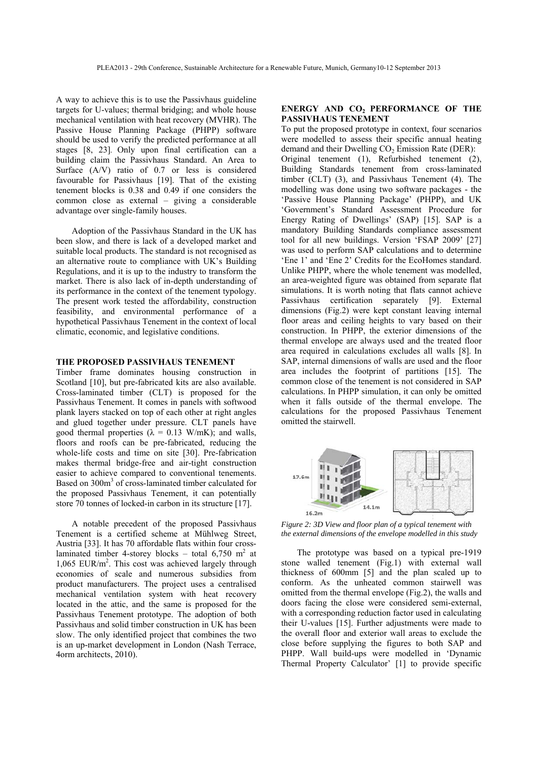A way to achieve this is to use the Passivhaus guideline targets for U-values; thermal bridging; and whole house mechanical ventilation with heat recovery (MVHR). The Passive House Planning Package (PHPP) software should be used to verify the predicted performance at all stages [8, 23]. Only upon final certification can a building claim the Passivhaus Standard. An Area to Surface (A/V) ratio of 0.7 or less is considered favourable for Passivhaus [19]. That of the existing tenement blocks is 0.38 and 0.49 if one considers the common close as external – giving a considerable advantage over single-family houses.

Adoption of the Passivhaus Standard in the UK has been slow, and there is lack of a developed market and suitable local products. The standard is not recognised as an alternative route to compliance with UK's Building Regulations, and it is up to the industry to transform the market. There is also lack of in-depth understanding of its performance in the context of the tenement typology. The present work tested the affordability, construction feasibility, and environmental performance of a hypothetical Passivhaus Tenement in the context of local climatic, economic, and legislative conditions.

## THE PROPOSED PASSIVHAUS TENEMENT

Timber frame dominates housing construction in Scotland [10], but pre-fabricated kits are also available. Cross-laminated timber (CLT) is proposed for the Passivhaus Tenement. It comes in panels with softwood plank layers stacked on top of each other at right angles and glued together under pressure. CLT panels have good thermal properties ($\lambda$ = 0.13 W/mK); and walls, floors and roofs can be pre-fabricated, reducing the whole-life costs and time on site [30]. Pre-fabrication makes thermal bridge-free and air-tight construction easier to achieve compared to conventional tenements. Based on 300m$^3$ of cross-laminated timber calculated for the proposed Passivhaus Tenement, it can potentially store 70 tonnes of locked-in carbon in its structure [17].

A notable precedent of the proposed Passivhaus Tenement is a certified scheme at Mühlweg Street, Austria [33]. It has 70 affordable flats within four cross-laminated timber 4-storey blocks – total 6,750 m$^2$ at 1,065 EUR/m$^2$. This cost was achieved largely through economies of scale and numerous subsidies from product manufacturers. The project uses a centralised mechanical ventilation system with heat recovery located in the attic, and the same is proposed for the Passivhaus Tenement prototype. The adoption of both Passivhaus and solid timber construction in UK has been slow. The only identified project that combines the two is an up-market development in London (Nash Terrace, 4orm architects, 2010).

## ENERGY AND $CO_2$ PERFORMANCE OF THE PASSIVHAUS TENEMENT

To put the proposed prototype in context, four scenarios were modelled to assess their specific annual heating demand and their Dwelling $CO_2$ Emission Rate (DER): Original tenement (1), Refurbished tenement (2), Building Standards tenement from cross-laminated timber (CLT) (3), and Passivhaus Tenement (4). The modelling was done using two software packages - the 'Passive House Planning Package' (PHPP), and UK 'Government's Standard Assessment Procedure for Energy Rating of Dwellings' (SAP) [15]. SAP is a mandatory Building Standards compliance assessment tool for all new buildings. Version 'FSAP 2009' [27] was used to perform SAP calculations and to determine 'Ene 1' and 'Ene 2' Credits for the EcoHomes standard. Unlike PHPP, where the whole tenement was modelled, an area-weighted figure was obtained from separate flat simulations. It is worth noting that flats cannot achieve Passivhaus certification separately [9]. External dimensions (Fig.2) were kept constant leaving internal floor areas and ceiling heights to vary based on their construction. In PHPP, the exterior dimensions of the thermal envelope are always used and the treated floor area required in calculations excludes all walls [8]. In SAP, internal dimensions of walls are used and the floor area includes the footprint of partitions [15]. The common close of the tenement is not considered in SAP calculations. In PHPP simulation, it can only be omitted when it falls outside of the thermal envelope. The calculations for the proposed Passivhaus Tenement omitted the stairwell.

*Figure 2: 3D View and floor plan of a typical tenement with the external dimensions of the envelope modelled in this study*

The prototype was based on a typical pre-1919 stone walled tenement (Fig.1) with external wall thickness of 600mm [5] and the plan scaled up to conform. As the unheated common stairwell was omitted from the thermal envelope (Fig.2), the walls and doors facing the close were considered semi-external, with a corresponding reduction factor used in calculating their U-values [15]. Further adjustments were made to the overall floor and exterior wall areas to exclude the close before supplying the figures to both SAP and PHPP. Wall build-ups were modelled in 'Dynamic Thermal Property Calculator' [1] to provide specific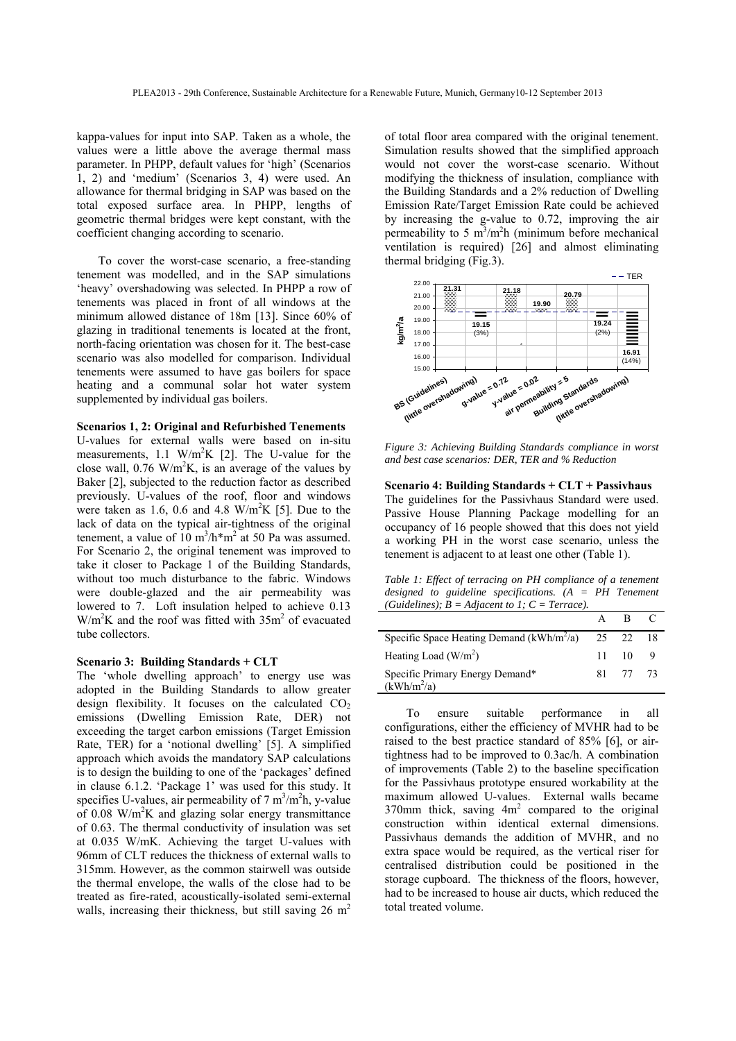kappa-values for input into SAP. Taken as a whole, the values were a little above the average thermal mass parameter. In PHPP, default values for 'high' (Scenarios 1, 2) and 'medium' (Scenarios 3, 4) were used. An allowance for thermal bridging in SAP was based on the total exposed surface area. In PHPP, lengths of geometric thermal bridges were kept constant, with the coefficient changing according to scenario.

To cover the worst-case scenario, a free-standing tenement was modelled, and in the SAP simulations 'heavy' overshadowing was selected. In PHPP a row of tenements was placed in front of all windows at the minimum allowed distance of 18m [13]. Since 60% of glazing in traditional tenements is located at the front, north-facing orientation was chosen for it. The best-case scenario was also modelled for comparison. Individual tenements were assumed to have gas boilers for space heating and a communal solar hot water system supplemented by individual gas boilers.

**Scenarios 1, 2: Original and Refurbished Tenements**

U-values for external walls were based on in-situ measurements, 1.1 $W/m^2K$ [2]. The U-value for the close wall, 0.76 $W/m^2K$, is an average of the values by Baker [2], subjected to the reduction factor as described previously. U-values of the roof, floor and windows were taken as 1.6, 0.6 and 4.8 $W/m^2K$ [5]. Due to the lack of data on the typical air-tightness of the original tenement, a value of 10 $m^3/h{*}m^2$ at 50 Pa was assumed. For Scenario 2, the original tenement was improved to take it closer to Package 1 of the Building Standards, without too much disturbance to the fabric. Windows were double-glazed and the air permeability was lowered to 7. Loft insulation helped to achieve 0.13 $W/m^2K$ and the roof was fitted with 35$m^2$ of evacuated tube collectors.

**Scenario 3: Building Standards + CLT**

The 'whole dwelling approach' to energy use was adopted in the Building Standards to allow greater design flexibility. It focuses on the calculated $CO_2$ emissions (Dwelling Emission Rate, DER) not exceeding the target carbon emissions (Target Emission Rate, TER) for a 'notional dwelling' [5]. A simplified approach which avoids the mandatory SAP calculations is to design the building to one of the 'packages' defined in clause 6.1.2. 'Package 1' was used for this study. It specifies U-values, air permeability of 7 $m^3/m^2h$, y-value of 0.08 $W/m^2K$ and glazing solar energy transmittance of 0.63. The thermal conductivity of insulation was set at 0.035 W/mK. Achieving the target U-values with 96mm of CLT reduces the thickness of external walls to 315mm. However, as the common stairwell was outside the thermal envelope, the walls of the close had to be treated as fire-rated, acoustically-isolated semi-external walls, increasing their thickness, but still saving 26 $m^2$ of total floor area compared with the original tenement. Simulation results showed that the simplified approach would not cover the worst-case scenario. Without modifying the thickness of insulation, compliance with the Building Standards and a 2% reduction of Dwelling Emission Rate/Target Emission Rate could be achieved by increasing the g-value to 0.72, improving the air permeability to 5 $m^3/m^2h$ (minimum before mechanical ventilation is required) [26] and almost eliminating thermal bridging (Fig.3).

*Figure 3: Achieving Building Standards compliance in worst and best case scenarios: DER, TER and % Reduction*

**Scenario 4: Building Standards + CLT + Passivhaus**

The guidelines for the Passivhaus Standard were used. Passive House Planning Package modelling for an occupancy of 16 people showed that this does not yield a working PH in the worst case scenario, unless the tenement is adjacent to at least one other (Table 1).

*Table 1: Effect of terracing on PH compliance of a tenement designed to guideline specifications. (A = PH Tenement (Guidelines); B = Adjacent to 1; C = Terrace).*

| | A | B | C |
|---|---|---|---|
| Specific Space Heating Demand ($kWh/m^2/a$) | 25 | 22 | 18 |
| Heating Load ($W/m^2$) | 11 | 10 | 9 |
| Specific Primary Energy Demand* ($kWh/m^2/a$) | 81 | 77 | 73 |

To ensure suitable performance in all configurations, either the efficiency of MVHR had to be raised to the best practice standard of 85% [6], or air-tightness had to be improved to 0.3ac/h. A combination of improvements (Table 2) to the baseline specification for the Passivhaus prototype ensured workability at the maximum allowed U-values. External walls became 370mm thick, saving 4$m^2$ compared to the original construction within identical external dimensions. Passivhaus demands the addition of MVHR, and no extra space would be required, as the vertical riser for centralised distribution could be positioned in the storage cupboard. The thickness of the floors, however, had to be increased to house air ducts, which reduced the total treated volume.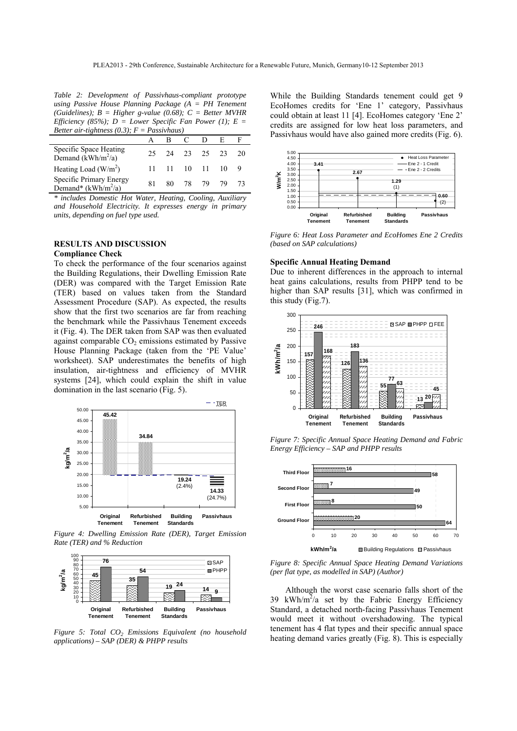*Table 2: Development of Passivhaus-compliant prototype using Passive House Planning Package (A = PH Tenement (Guidelines); B = Higher g-value (0.68); C = Better MVHR Efficiency (85%); D = Lower Specific Fan Power (1); E = Better air-tightness (0.3); F = Passivhaus)*

| | A | B | C | D | E | F |
|---|---|---|---|---|---|---|
| Specific Space Heating Demand ($kWh/m^2/a$) | 25 | 24 | 23 | 25 | 23 | 20 |
| Heating Load ($W/m^2$) | 11 | 11 | 10 | 11 | 10 | 9 |
| Specific Primary Energy Demand* ($kWh/m^2/a$) | 81 | 80 | 78 | 79 | 79 | 73 |

*\* includes Domestic Hot Water, Heating, Cooling, Auxiliary and Household Electricity. It expresses energy in primary units, depending on fuel type used.*

## RESULTS AND DISCUSSION

### Compliance Check

To check the performance of the four scenarios against the Building Regulations, their Dwelling Emission Rate (DER) was compared with the Target Emission Rate (TER) based on values taken from the Standard Assessment Procedure (SAP). As expected, the results show that the first two scenarios are far from reaching the benchmark while the Passivhaus Tenement exceeds it (Fig. 4). The DER taken from SAP was then evaluated against comparable $CO_2$ emissions estimated by Passive House Planning Package (taken from the 'PE Value' worksheet). SAP underestimates the benefits of high insulation, air-tightness and efficiency of MVHR systems [24], which could explain the shift in value domination in the last scenario (Fig. 5).

*Figure 4: Dwelling Emission Rate (DER), Target Emission Rate (TER) and % Reduction*

*Figure 5: Total $CO_2$ Emissions Equivalent (no household applications) – SAP (DER) & PHPP results*

While the Building Standards tenement could get 9 EcoHomes credits for 'Ene 1' category, Passivhaus could obtain at least 11 [4]. EcoHomes category 'Ene 2' credits are assigned for low heat loss parameters, and Passivhaus would have also gained more credits (Fig. 6).

*Figure 6: Heat Loss Parameter and EcoHomes Ene 2 Credits (based on SAP calculations)*

### Specific Annual Heating Demand

Due to inherent differences in the approach to internal heat gains calculations, results from PHPP tend to be higher than SAP results [31], which was confirmed in this study (Fig.7).

*Figure 7: Specific Annual Space Heating Demand and Fabric Energy Efficiency – SAP and PHPP results*

*Figure 8: Specific Annual Space Heating Demand Variations (per flat type, as modelled in SAP) (Author)*

Although the worst case scenario falls short of the 39 $kWh/m^2/a$ set by the Fabric Energy Efficiency Standard, a detached north-facing Passivhaus Tenement would meet it without overshadowing. The typical tenement has 4 flat types and their specific annual space heating demand varies greatly (Fig. 8). This is especially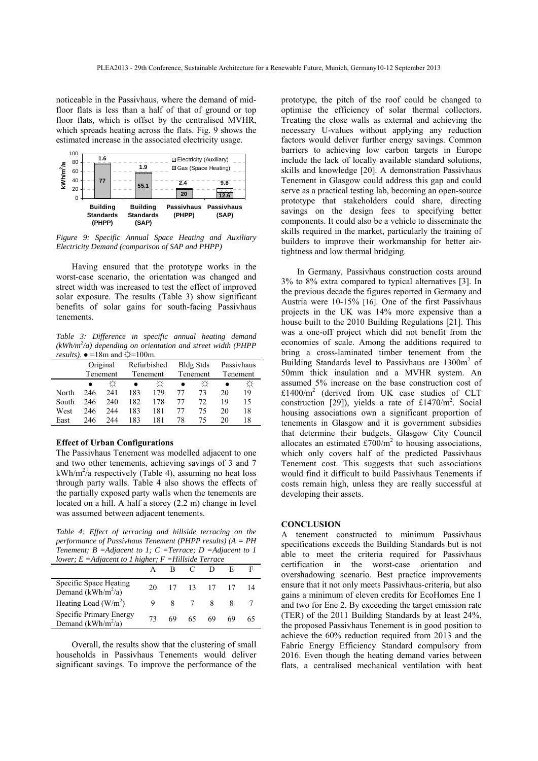noticeable in the Passivhaus, where the demand of mid-floor flats is less than a half of that of ground or top floor flats, which is offset by the centralised MVHR, which spreads heating across the flats. Fig. 9 shows the estimated increase in the associated electricity usage.

*Figure 9: Specific Annual Space Heating and Auxiliary Electricity Demand (comparison of SAP and PHPP)*

Having ensured that the prototype works in the worst-case scenario, the orientation was changed and street width was increased to test the effect of improved solar exposure. The results (Table 3) show significant benefits of solar gains for south-facing Passivhaus tenements.

*Table 3: Difference in specific annual heating demand ($kWh/m^2/a$) depending on orientation and street width (PHPP results). ● =18m and ☼=100m.*

| | Original Tenement | | Refurbished Tenement | | Bldg Stds Tenement | | Passivhaus Tenement | |
|---|---|---|---|---|---|---|---|---|
| | ● | ☼ | ● | ☼ | ● | ☼ | ● | ☼ |
| North | 246 | 241 | 183 | 179 | 77 | 73 | 20 | 19 |
| South | 246 | 240 | 182 | 178 | 77 | 72 | 19 | 15 |
| West | 246 | 244 | 183 | 181 | 77 | 75 | 20 | 18 |
| East | 246 | 244 | 183 | 181 | 78 | 75 | 20 | 18 |

### Effect of Urban Configurations

The Passivhaus Tenement was modelled adjacent to one and two other tenements, achieving savings of 3 and 7 $kWh/m^2/a$ respectively (Table 4), assuming no heat loss through party walls. Table 4 also shows the effects of the partially exposed party walls when the tenements are located on a hill. A half a storey (2.2 m) change in level was assumed between adjacent tenements.

*Table 4: Effect of terracing and hillside terracing on the performance of Passivhaus Tenement (PHPP results) (A = PH Tenement; B =Adjacent to 1; C =Terrace; D =Adjacent to 1 lower; E =Adjacent to 1 higher; F =Hillside Terrace*

| | A | B | C | D | E | F |
|---|---|---|---|---|---|---|
| Specific Space Heating Demand ($kWh/m^2/a$) | 20 | 17 | 13 | 17 | 17 | 14 |
| Heating Load ($W/m^2$) | 9 | 8 | 7 | 8 | 8 | 7 |
| Specific Primary Energy Demand ($kWh/m^2/a$) | 73 | 69 | 65 | 69 | 69 | 65 |

Overall, the results show that the clustering of small households in Passivhaus Tenements would deliver significant savings. To improve the performance of the prototype, the pitch of the roof could be changed to optimise the efficiency of solar thermal collectors. Treating the close walls as external and achieving the necessary U-values without applying any reduction factors would deliver further energy savings. Common barriers to achieving low carbon targets in Europe include the lack of locally available standard solutions, skills and knowledge [20]. A demonstration Passivhaus Tenement in Glasgow could address this gap and could serve as a practical testing lab, becoming an open-source prototype that stakeholders could share, directing savings on the design fees to specifying better components. It could also be a vehicle to disseminate the skills required in the market, particularly the training of builders to improve their workmanship for better air-tightness and low thermal bridging.

In Germany, Passivhaus construction costs around 3% to 8% extra compared to typical alternatives [3]. In the previous decade the figures reported in Germany and Austria were 10-15% [16]. One of the first Passivhaus projects in the UK was 14% more expensive than a house built to the 2010 Building Regulations [21]. This was a one-off project which did not benefit from the economies of scale. Among the additions required to bring a cross-laminated timber tenement from the Building Standards level to Passivhaus are 1300m$^2$ of 50mm thick insulation and a MVHR system. An assumed 5% increase on the base construction cost of £1400/m$^2$ (derived from UK case studies of CLT construction [29]), yields a rate of £1470/m$^2$. Social housing associations own a significant proportion of tenements in Glasgow and it is government subsidies that determine their budgets. Glasgow City Council allocates an estimated £700/m$^2$ to housing associations, which only covers half of the predicted Passivhaus Tenement cost. This suggests that such associations would find it difficult to build Passivhaus Tenements if costs remain high, unless they are really successful at developing their assets.

## CONCLUSION

A tenement constructed to minimum Passivhaus specifications exceeds the Building Standards but is not able to meet the criteria required for Passivhaus certification in the worst-case orientation and overshadowing scenario. Best practice improvements ensure that it not only meets Passivhaus-criteria, but also gains a minimum of eleven credits for EcoHomes Ene 1 and two for Ene 2. By exceeding the target emission rate (TER) of the 2011 Building Standards by at least 24%, the proposed Passivhaus Tenement is in good position to achieve the 60% reduction required from 2013 and the Fabric Energy Efficiency Standard compulsory from 2016. Even though the heating demand varies between flats, a centralised mechanical ventilation with heat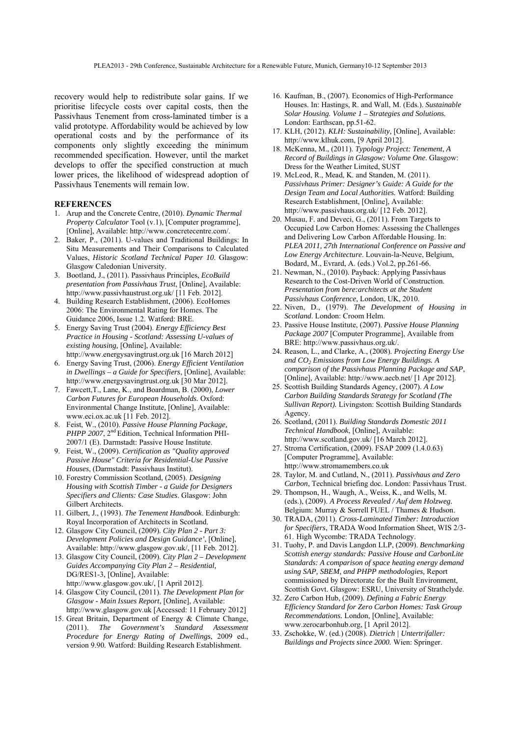recovery would help to redistribute solar gains. If we prioritise lifecycle costs over capital costs, then the Passivhaus Tenement from cross-laminated timber is a valid prototype. Affordability would be achieved by low operational costs and by the performance of its components only slightly exceeding the minimum recommended specification. However, until the market develops to offer the specified construction at much lower prices, the likelihood of widespread adoption of Passivhaus Tenements will remain low.

## REFERENCES

1. Arup and the Concrete Centre, (2010). *Dynamic Thermal Property Calculator* Tool (v.1), [Computer programme], [Online], Available: http://www.concretecentre.com/.
2. Baker, P., (2011). U-values and Traditional Buildings: In Situ Measurements and Their Comparisons to Calculated Values, *Historic Scotland Technical Paper 10*. Glasgow: Glasgow Caledonian University.
3. Bootland, J., (2011). Passivhaus Principles, *EcoBuild presentation from Passivhaus Trust*, [Online], Available: http://www.passivhaustrust.org.uk/ [11 Feb. 2012].
4. Building Research Establishment, (2006). EcoHomes 2006: The Environmental Rating for Homes. The Guidance 2006*,* Issue 1.2. Watford: BRE.
5. Energy Saving Trust (2004). *Energy Efficiency Best Practice in Housing - Scotland: Assessing U-values of existing housing,* [Online], Available: http://www.energysavingtrust.org.uk [16 March 2012]
6. Energy Saving Trust, (2006). *Energy Efficient Ventilation in Dwellings – a Guide for Specifiers*, [Online], Available: http://www.energysavingtrust.org.uk [30 Mar 2012].
7. Fawcett,T., Lane, K., and Boardman, B. (2000), *Lower Carbon Futures for European Households.* Oxford: Environmental Change Institute, [Online], Available: www.eci.ox.ac.uk [11 Feb. 2012].
8. Feist, W., (2010). *Passive House Planning Package, PHPP 2007*, 2nd Edition, Technical Information PHI-2007/1 (E). Darmstadt: Passive House Institute.
9. Feist, W., (2009). *Certification as "Quality approved Passive House" Criteria for Residential-Use Passive Houses*, (Darmstadt: Passivhaus Institut).
10. Forestry Commission Scotland, (2005). *Designing Housing with Scottish Timber - a Guide for Designers Specifiers and Clients: Case Studies*. Glasgow: John Gilbert Architects.
11. Gilbert, J., (1993). *The Tenement Handbook*. Edinburgh: Royal Incorporation of Architects in Scotland.
12. Glasgow City Council, (2009). *City Plan 2 - Part 3: Development Policies and Design Guidance'*, [Online], Available: http://www.glasgow.gov.uk/, [11 Feb. 2012].
13. Glasgow City Council, (2009). *City Plan 2 – Development Guides Accompanying City Plan 2 – Residential,* DG/RES1-3, [Online], Available: http://www.glasgow.gov.uk/, [1 April 2012].
14. Glasgow City Council, (2011). *The Development Plan for Glasgow - Main Issues Report*, [Online], Available: http://www.glasgow.gov.uk [Accessed: 11 February 2012]
15. Great Britain, Department of Energy & Climate Change, (2011). *The Government's Standard Assessment Procedure for Energy Rating of Dwellings*, 2009 ed., version 9.90. Watford: Building Research Establishment.
16. Kaufman, B., (2007). Economics of High-Performance Houses. In: Hastings, R. and Wall, M. (Eds.). *Sustainable Solar Housing. Volume 1 – Strategies and Solutions.* London: Earthscan, pp.51-62.
17. KLH, (2012). *KLH: Sustainability,* [Online], Available: http://www.klhuk.com, [9 April 2012].
18. McKenna, M., (2011). *Typology Project: Tenement, A Record of Buildings in Glasgow: Volume One*. Glasgow: Dress for the Weather Limited, SUST
19. McLeod, R., Mead, K. and Standen, M. (2011). *Passivhaus Primer: Designer's Guide: A Guide for the Design Team and Local Authorities.* Watford: Building Research Establishment, [Online], Available: http://www.passivhaus.org.uk/ [12 Feb. 2012].
20. Musau, F. and Deveci, G., (2011). From Targets to Occupied Low Carbon Homes: Assessing the Challenges and Delivering Low Carbon Affordable Housing. In: *PLEA 2011, 27th International Conference on Passive and Low Energy Architecture*. Louvain-la-Neuve, Belgium, Bodard, M., Evrard, A. (eds.) Vol.2, pp.261-66.
21. Newman, N., (2010). Payback: Applying Passivhaus Research to the Cost-Driven World of Construction. *Presentation from bere:architects at the Student Passivhaus Conference*, London, UK, 2010.
22. Niven, D., (1979). *The Development of Housing in Scotland*. London: Croom Helm.
23. Passive House Institute, (2007). *Passive House Planning Package 2007* [Computer Programme], Available from BRE: http://www.passivhaus.org.uk/.
24. Reason, L., and Clarke, A., (2008). *Projecting Energy Use and $CO_2$ Emissions from Low Energy Buildings. A comparison of the Passivhaus Planning Package and SAP*, [Online], Available: http://www.aecb.net/ [1 Apr 2012].
25. Scottish Building Standards Agency, (2007). *A Low Carbon Building Standards Strategy for Scotland (The Sullivan Report).* Livingston: Scottish Building Standards Agency.
26. Scotland, (2011). *Building Standards Domestic 2011 Technical Handbook*, [Online], Available: http://www.scotland.gov.uk/ [16 March 2012].
27. Stroma Certification, (2009). FSAP 2009 (1.4.0.63) [Computer Programme], Available: http://www.stromamembers.co.uk
28. Taylor, M. and Cutland, N., (2011). *Passivhaus and Zero Carbon*, Technical briefing doc. London: Passivhaus Trust.
29. Thompson, H., Waugh, A., Weiss, K., and Wells, M. (eds.), (2009). *A Process Revealed / Auf dem Holzweg.* Belgium: Murray & Sorrell FUEL / Thames & Hudson.
30. TRADA, (2011). *Cross-Laminated Timber: Introduction for Specifiers*, TRADA Wood Information Sheet, WIS 2/3-61. High Wycombe: TRADA Technology.
31. Tuohy, P. and Davis Langdon LLP, (2009). *Benchmarking Scottish energy standards: Passive House and CarbonLite Standards: A comparison of space heating energy demand using SAP, SBEM, and PHPP methodologies,* Report commissioned by Directorate for the Built Environment, Scottish Govt. Glasgow: ESRU, University of Strathclyde.
32. Zero Carbon Hub, (2009). *Defining a Fabric Energy Efficiency Standard for Zero Carbon Homes: Task Group Recommendations.* London, [Online], Available: www.zerocarbonhub.org, [1 April 2012].
33. Zschokke, W. (ed.) (2008). *Dietrich | Untertrifaller: Buildings and Projects since 2000.* Wien: Springer.